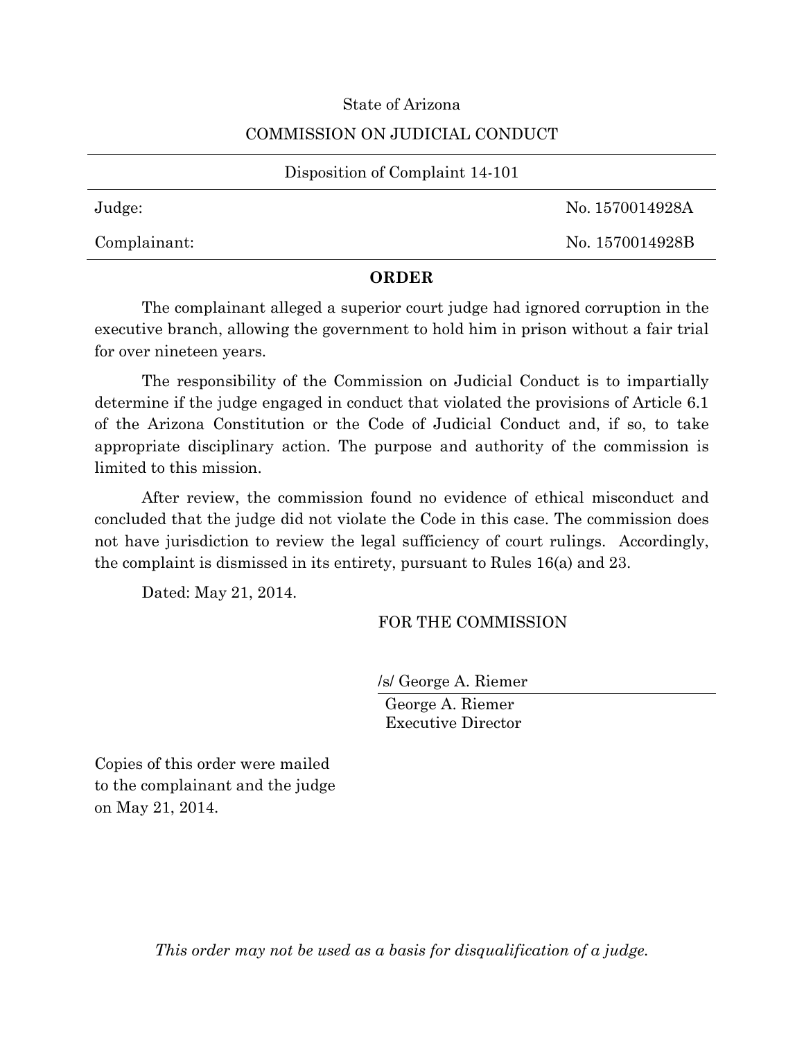State of Arizona

COMMISSION ON JUDICIAL CONDUCT

Disposition of Complaint 14-101

| | |
|---|---|
| Judge: | No. 1570014928A |
| Complainant: | No. 1570014928B |

## ORDER

The complainant alleged a superior court judge had ignored corruption in the executive branch, allowing the government to hold him in prison without a fair trial for over nineteen years.

The responsibility of the Commission on Judicial Conduct is to impartially determine if the judge engaged in conduct that violated the provisions of Article 6.1 of the Arizona Constitution or the Code of Judicial Conduct and, if so, to take appropriate disciplinary action. The purpose and authority of the commission is limited to this mission.

After review, the commission found no evidence of ethical misconduct and concluded that the judge did not violate the Code in this case. The commission does not have jurisdiction to review the legal sufficiency of court rulings. Accordingly, the complaint is dismissed in its entirety, pursuant to Rules 16(a) and 23.

Dated: May 21, 2014.

FOR THE COMMISSION

/s/ George A. Riemer

George A. Riemer
Executive Director

Copies of this order were mailed to the complainant and the judge on May 21, 2014.

*This order may not be used as a basis for disqualification of a judge.*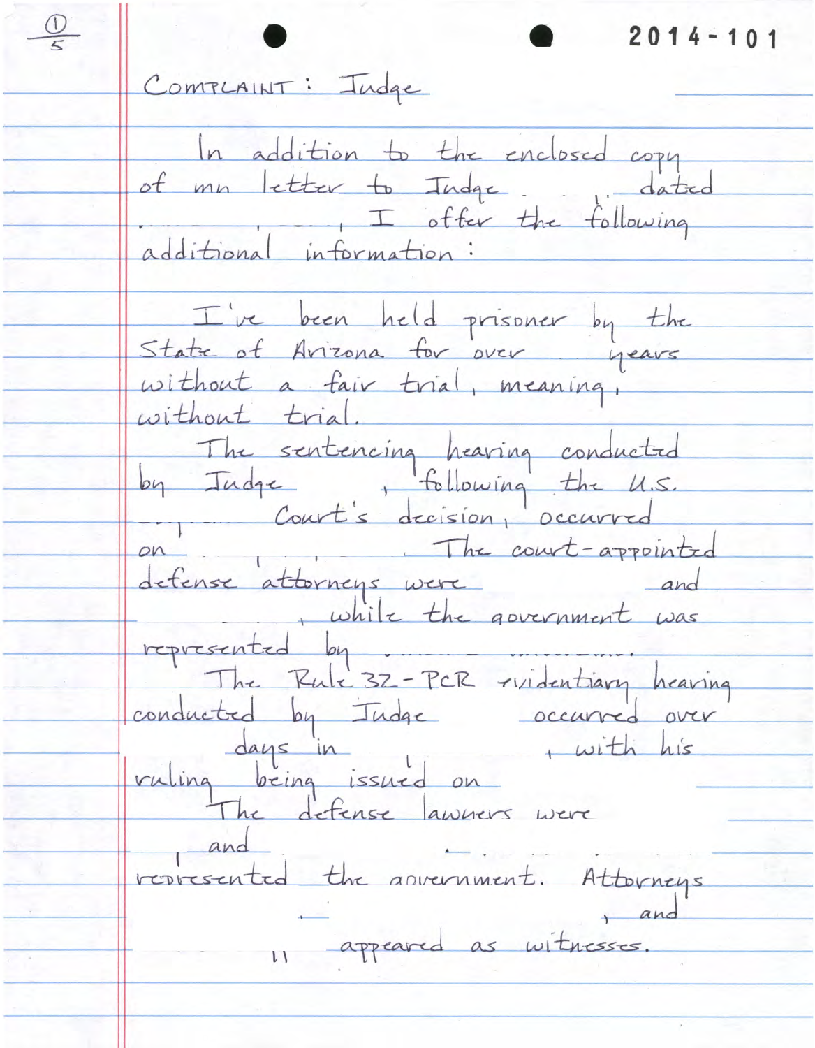2014-101

COMPLAINT: Judge

In addition to the enclosed copy of my letter to Judge , dated , , I offer the following additional information:

I've been held prisoner by the State of Arizona for over years without a fair trial, meaning, without trial.

The sentencing hearing conducted by Judge , following the U.S. Court's decision, occurred on . The court-appointed defense attorneys were and , while the government was represented by .

The Rule 32-PCR evidentiary hearing conducted by Judge occurred over days in , with his ruling being issued on . The defense lawyers were and . represented the government. Attorneys , and appeared as witnesses.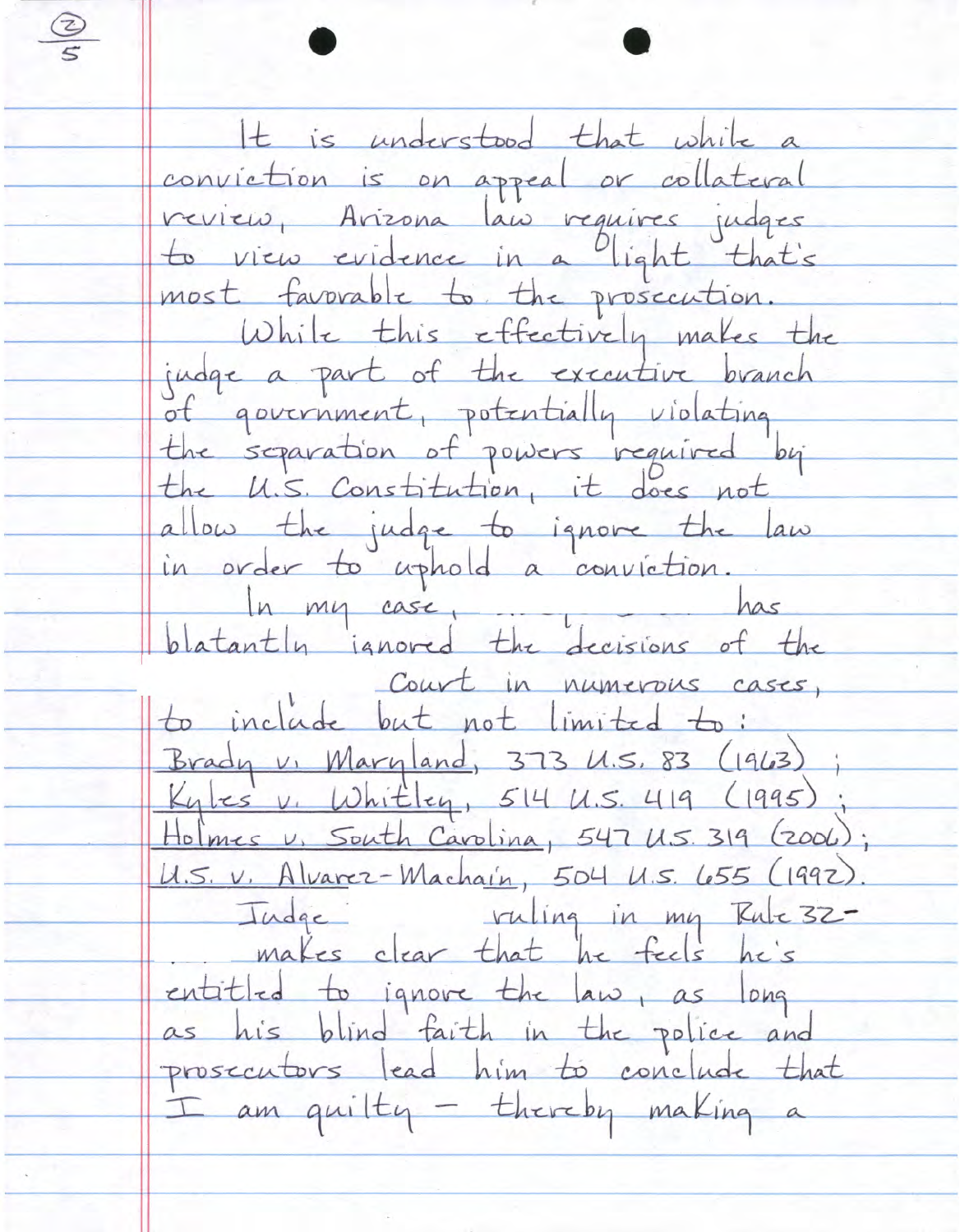It is understood that while a conviction is on appeal or collateral review, Arizona law requires judges to view evidence in a light that's most favorable to the prosecution.

While this effectively makes the judge a part of the executive branch of government, potentially violating the separation of powers required by the U.S. Constitution, it does not allow the judge to ignore the law in order to uphold a conviction.

In my case, has blatantly ignored the decisions of the Court in numerous cases, to include but not limited to:

Brady v. Maryland, 373 U.S. 83 (1963);
Kyles v. Whitley, 514 U.S. 419 (1995);
Holmes v. South Carolina, 547 U.S. 319 (2006);
U.S. v. Alvarez-Machain, 504 U.S. 655 (1992).

Judge ruling in my Rule 32- makes clear that he feels he's entitled to ignore the law, as long as his blind faith in the police and prosecutors lead him to conclude that I am guilty - thereby making a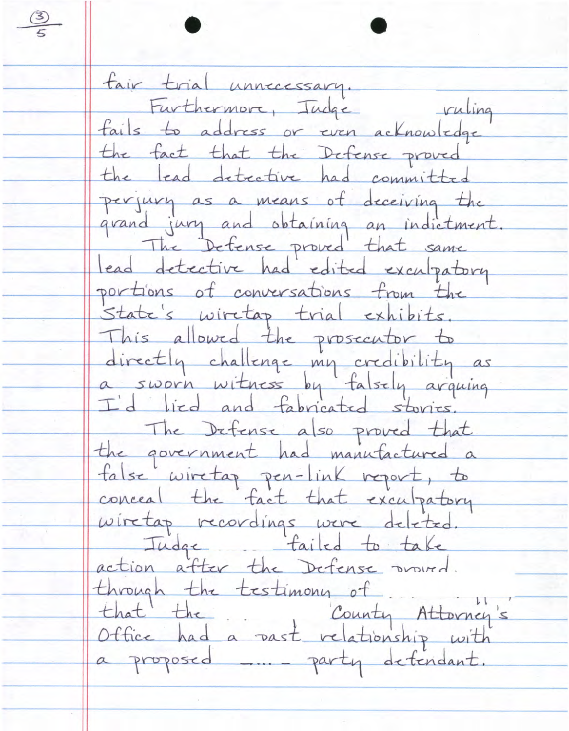fair trial unnecessary.

Furthermore, Judge ruling fails to address or even acknowledge the fact that the Defense proved the lead detective had committed perjury as a means of deceiving the grand jury and obtaining an indictment.

The Defense proved that same lead detective had edited exculpatory portions of conversations from the State's wiretap trial exhibits. This allowed the prosecutor to directly challenge my credibility as a sworn witness by falsely arguing I'd lied and fabricated stories.

The Defense also proved that the government had manufactured a false wiretap pen-link report, to conceal the fact that exculpatory wiretap recordings were deleted.

Judge failed to take action after the Defense proved through the testimony of that the County Attorney's Office had a past relationship with a proposed party defendant.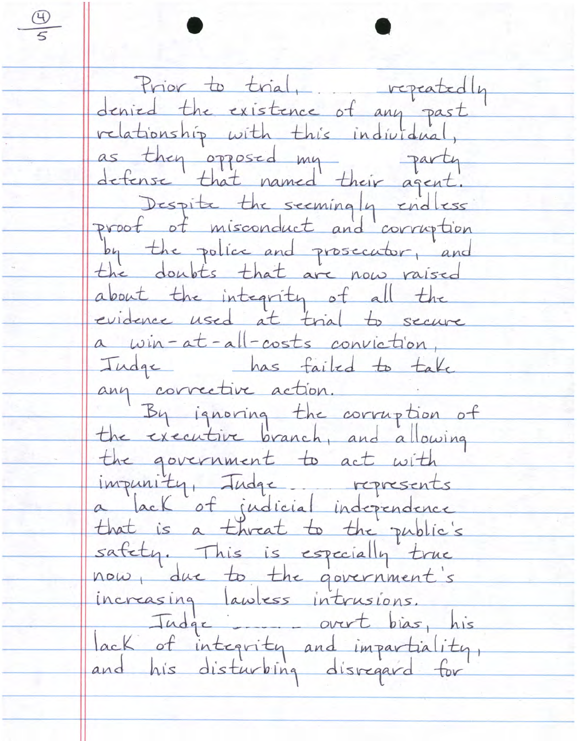Prior to trial, repeatedly denied the existence of any past relationship with this individual, as they opposed my party defense that named their agent.

Despite the seemingly endless proof of misconduct and corruption by the police and prosecutor, and the doubts that are now raised about the integrity of all the evidence used at trial to secure a win-at-all-costs conviction, Judge has failed to take any corrective action.

By ignoring the corruption of the executive branch, and allowing the government to act with impunity, Judge represents a lack of judicial independence that is a threat to the public's safety. This is especially true now, due to the government's increasing lawless intrusions.

Judge overt bias, his lack of integrity and impartiality, and his disturbing disregard for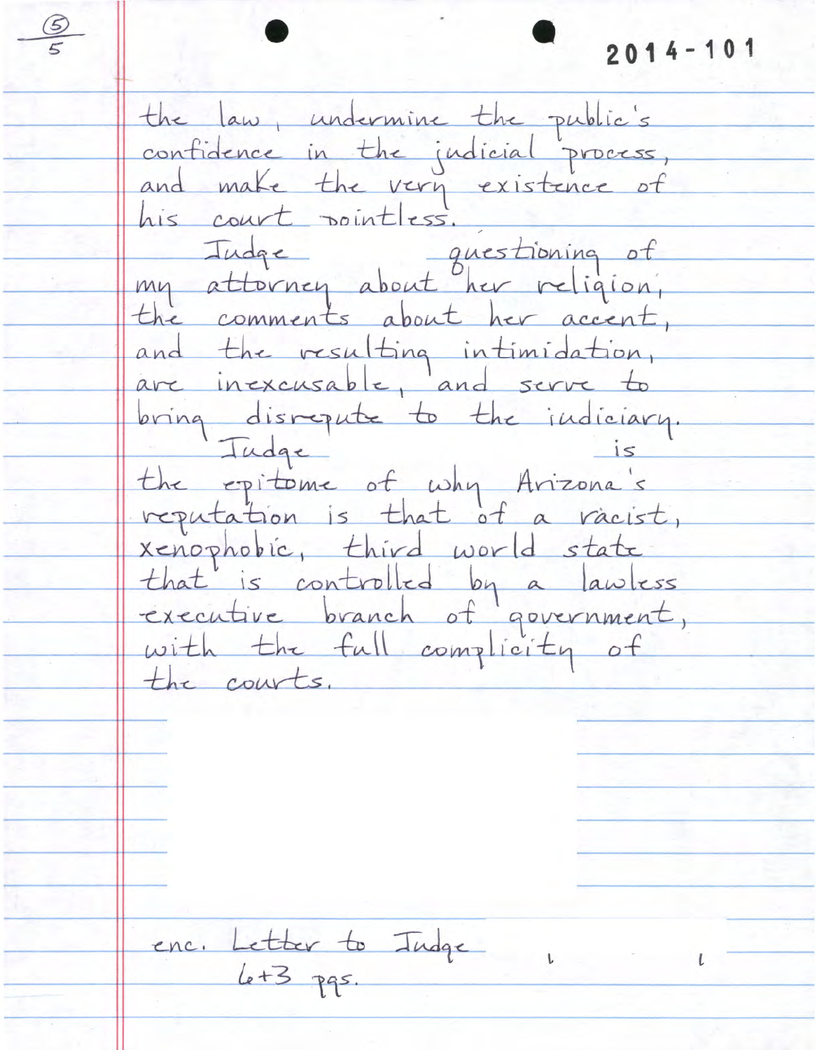2014-101

the law, undermine the public's confidence in the judicial process, and make the very existence of his court pointless.

Judge questioning of my attorney about her religion, the comments about her accent, and the resulting intimidation, are inexcusable, and serve to bring disrepute to the judiciary.

Judge is the epitome of why Arizona's reputation is that of a racist, xenophobic, third world state that is controlled by a lawless executive branch of government, with the full complicity of the courts.

enc. Letter to Judge
6+3 pgs.